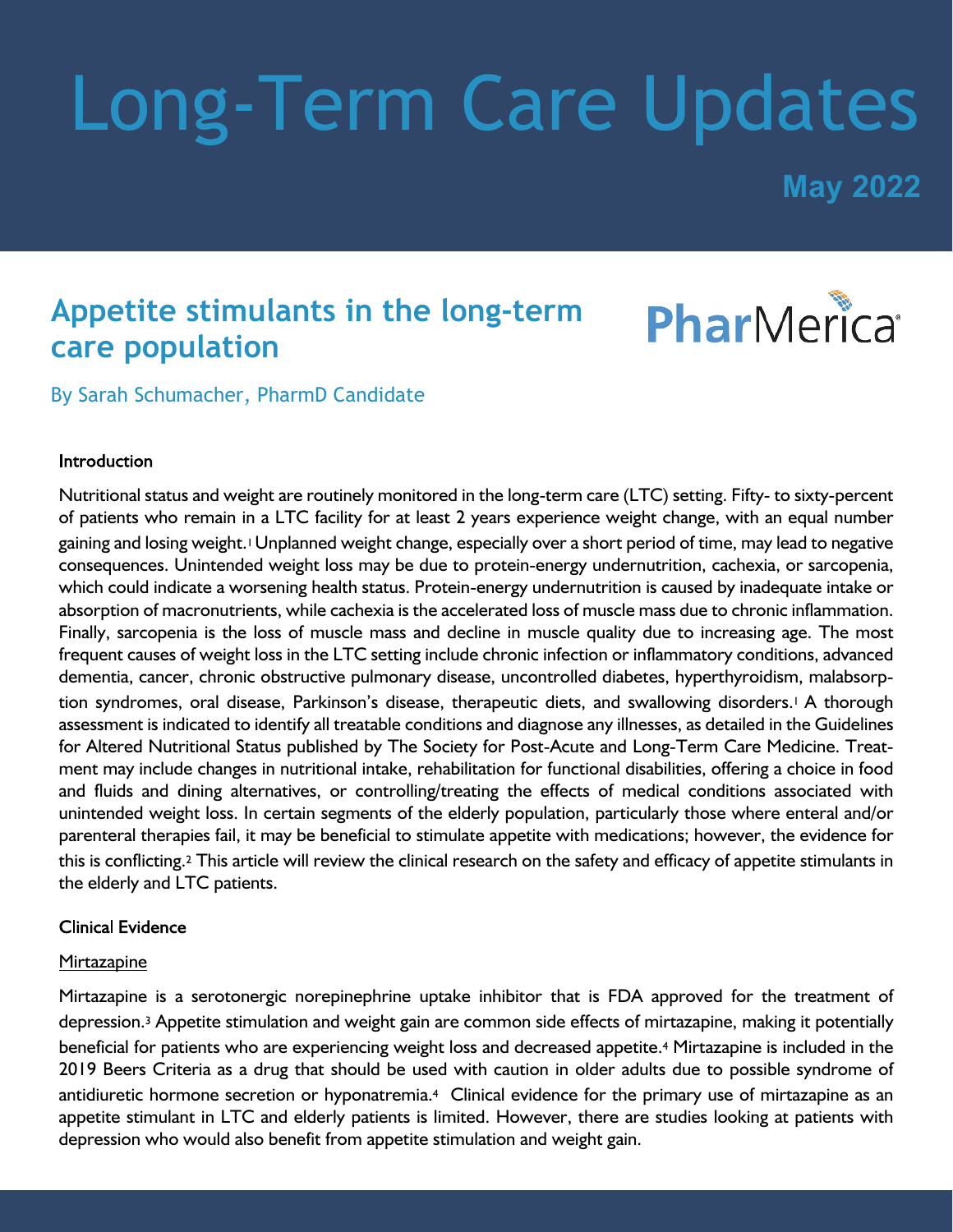# Long-Term Care Updates

**May 2022**

## Appetite stimulants in the long-term care population

PharMerica

By Sarah Schumacher, PharmD Candidate

### Introduction

Nutritional status and weight are routinely monitored in the long-term care (LTC) setting. Fifty- to sixty-percent of patients who remain in a LTC facility for at least 2 years experience weight change, with an equal number gaining and losing weight.[1] Unplanned weight change, especially over a short period of time, may lead to negative consequences. Unintended weight loss may be due to protein-energy undernutrition, cachexia, or sarcopenia, which could indicate a worsening health status. Protein-energy undernutrition is caused by inadequate intake or absorption of macronutrients, while cachexia is the accelerated loss of muscle mass due to chronic inflammation. Finally, sarcopenia is the loss of muscle mass and decline in muscle quality due to increasing age. The most frequent causes of weight loss in the LTC setting include chronic infection or inflammatory conditions, advanced dementia, cancer, chronic obstructive pulmonary disease, uncontrolled diabetes, hyperthyroidism, malabsorption syndromes, oral disease, Parkinson's disease, therapeutic diets, and swallowing disorders.[1] A thorough assessment is indicated to identify all treatable conditions and diagnose any illnesses, as detailed in the Guidelines for Altered Nutritional Status published by The Society for Post-Acute and Long-Term Care Medicine. Treatment may include changes in nutritional intake, rehabilitation for functional disabilities, offering a choice in food and fluids and dining alternatives, or controlling/treating the effects of medical conditions associated with unintended weight loss. In certain segments of the elderly population, particularly those where enteral and/or parenteral therapies fail, it may be beneficial to stimulate appetite with medications; however, the evidence for this is conflicting.[2] This article will review the clinical research on the safety and efficacy of appetite stimulants in the elderly and LTC patients.

### Clinical Evidence

#### Mirtazapine

Mirtazapine is a serotonergic norepinephrine uptake inhibitor that is FDA approved for the treatment of depression.[3] Appetite stimulation and weight gain are common side effects of mirtazapine, making it potentially beneficial for patients who are experiencing weight loss and decreased appetite.[4] Mirtazapine is included in the 2019 Beers Criteria as a drug that should be used with caution in older adults due to possible syndrome of antidiuretic hormone secretion or hyponatremia.[4] Clinical evidence for the primary use of mirtazapine as an appetite stimulant in LTC and elderly patients is limited. However, there are studies looking at patients with depression who would also benefit from appetite stimulation and weight gain.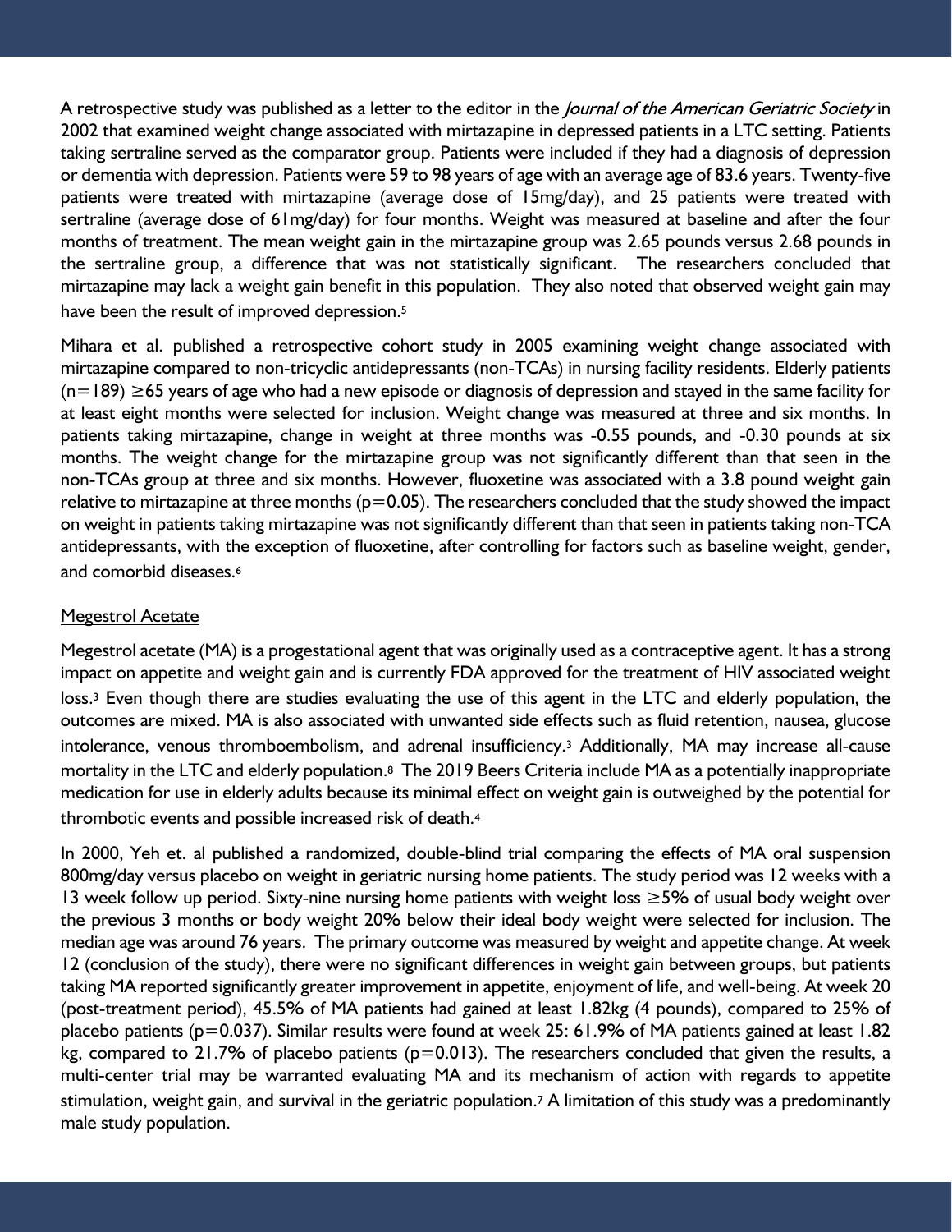A retrospective study was published as a letter to the editor in the *Journal of the American Geriatric Society* in 2002 that examined weight change associated with mirtazapine in depressed patients in a LTC setting. Patients taking sertraline served as the comparator group. Patients were included if they had a diagnosis of depression or dementia with depression. Patients were 59 to 98 years of age with an average age of 83.6 years. Twenty-five patients were treated with mirtazapine (average dose of 15mg/day), and 25 patients were treated with sertraline (average dose of 61mg/day) for four months. Weight was measured at baseline and after the four months of treatment. The mean weight gain in the mirtazapine group was 2.65 pounds versus 2.68 pounds in the sertraline group, a difference that was not statistically significant. The researchers concluded that mirtazapine may lack a weight gain benefit in this population. They also noted that observed weight gain may have been the result of improved depression.[5]

Mihara et al. published a retrospective cohort study in 2005 examining weight change associated with mirtazapine compared to non-tricyclic antidepressants (non-TCAs) in nursing facility residents. Elderly patients (n=189) ≥65 years of age who had a new episode or diagnosis of depression and stayed in the same facility for at least eight months were selected for inclusion. Weight change was measured at three and six months. In patients taking mirtazapine, change in weight at three months was -0.55 pounds, and -0.30 pounds at six months. The weight change for the mirtazapine group was not significantly different than that seen in the non-TCAs group at three and six months. However, fluoxetine was associated with a 3.8 pound weight gain relative to mirtazapine at three months ($p=0.05$). The researchers concluded that the study showed the impact on weight in patients taking mirtazapine was not significantly different than that seen in patients taking non-TCA antidepressants, with the exception of fluoxetine, after controlling for factors such as baseline weight, gender, and comorbid diseases.[6]

## Megestrol Acetate

Megestrol acetate (MA) is a progestational agent that was originally used as a contraceptive agent. It has a strong impact on appetite and weight gain and is currently FDA approved for the treatment of HIV associated weight loss.[3] Even though there are studies evaluating the use of this agent in the LTC and elderly population, the outcomes are mixed. MA is also associated with unwanted side effects such as fluid retention, nausea, glucose intolerance, venous thromboembolism, and adrenal insufficiency.[3] Additionally, MA may increase all-cause mortality in the LTC and elderly population.[8] The 2019 Beers Criteria include MA as a potentially inappropriate medication for use in elderly adults because its minimal effect on weight gain is outweighed by the potential for thrombotic events and possible increased risk of death.[4]

In 2000, Yeh et. al published a randomized, double-blind trial comparing the effects of MA oral suspension 800mg/day versus placebo on weight in geriatric nursing home patients. The study period was 12 weeks with a 13 week follow up period. Sixty-nine nursing home patients with weight loss ≥5% of usual body weight over the previous 3 months or body weight 20% below their ideal body weight were selected for inclusion. The median age was around 76 years. The primary outcome was measured by weight and appetite change. At week 12 (conclusion of the study), there were no significant differences in weight gain between groups, but patients taking MA reported significantly greater improvement in appetite, enjoyment of life, and well-being. At week 20 (post-treatment period), 45.5% of MA patients had gained at least 1.82kg (4 pounds), compared to 25% of placebo patients ($p=0.037$). Similar results were found at week 25: 61.9% of MA patients gained at least 1.82 kg, compared to 21.7% of placebo patients ($p=0.013$). The researchers concluded that given the results, a multi-center trial may be warranted evaluating MA and its mechanism of action with regards to appetite stimulation, weight gain, and survival in the geriatric population.[7] A limitation of this study was a predominantly male study population.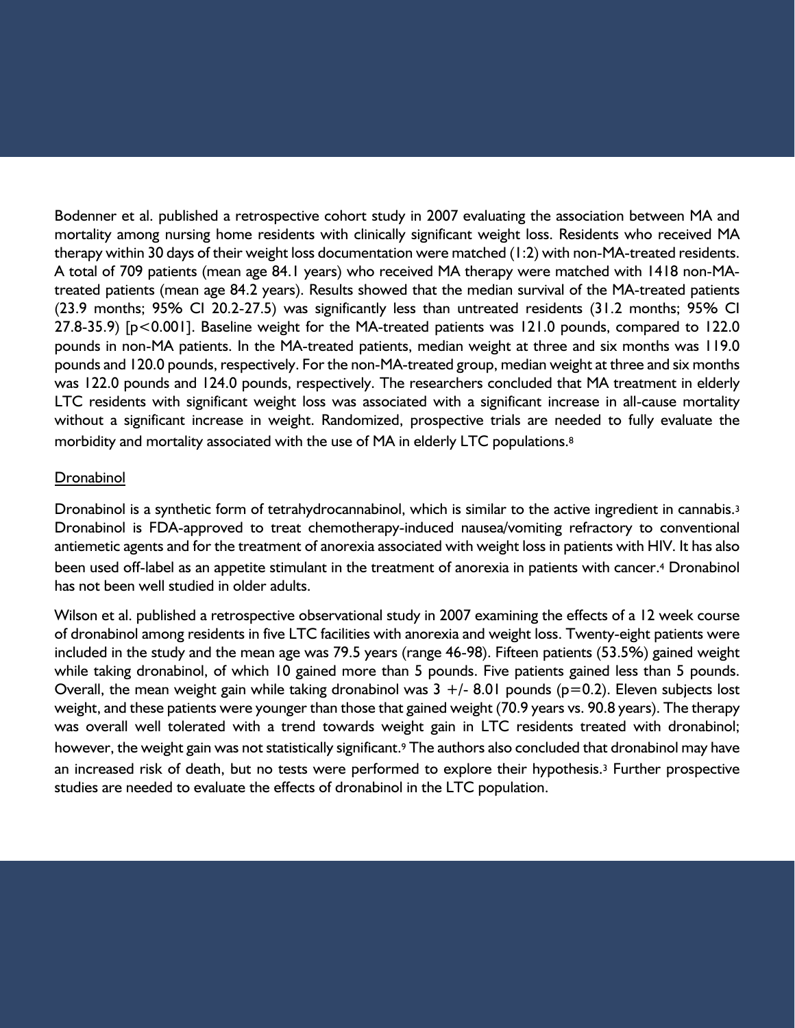Bodenner et al. published a retrospective cohort study in 2007 evaluating the association between MA and mortality among nursing home residents with clinically significant weight loss. Residents who received MA therapy within 30 days of their weight loss documentation were matched (1:2) with non-MA-treated residents. A total of 709 patients (mean age 84.1 years) who received MA therapy were matched with 1418 non-MA-treated patients (mean age 84.2 years). Results showed that the median survival of the MA-treated patients (23.9 months; 95% CI 20.2-27.5) was significantly less than untreated residents (31.2 months; 95% CI 27.8-35.9) [$p<0.001$]. Baseline weight for the MA-treated patients was 121.0 pounds, compared to 122.0 pounds in non-MA patients. In the MA-treated patients, median weight at three and six months was 119.0 pounds and 120.0 pounds, respectively. For the non-MA-treated group, median weight at three and six months was 122.0 pounds and 124.0 pounds, respectively. The researchers concluded that MA treatment in elderly LTC residents with significant weight loss was associated with a significant increase in all-cause mortality without a significant increase in weight. Randomized, prospective trials are needed to fully evaluate the morbidity and mortality associated with the use of MA in elderly LTC populations.[8]

<u>Dronabinol</u>

Dronabinol is a synthetic form of tetrahydrocannabinol, which is similar to the active ingredient in cannabis.[3] Dronabinol is FDA-approved to treat chemotherapy-induced nausea/vomiting refractory to conventional antiemetic agents and for the treatment of anorexia associated with weight loss in patients with HIV. It has also been used off-label as an appetite stimulant in the treatment of anorexia in patients with cancer.[4] Dronabinol has not been well studied in older adults.

Wilson et al. published a retrospective observational study in 2007 examining the effects of a 12 week course of dronabinol among residents in five LTC facilities with anorexia and weight loss. Twenty-eight patients were included in the study and the mean age was 79.5 years (range 46-98). Fifteen patients (53.5%) gained weight while taking dronabinol, of which 10 gained more than 5 pounds. Five patients gained less than 5 pounds. Overall, the mean weight gain while taking dronabinol was $3 \pm 8.01$ pounds ($p=0.2$). Eleven subjects lost weight, and these patients were younger than those that gained weight (70.9 years vs. 90.8 years). The therapy was overall well tolerated with a trend towards weight gain in LTC residents treated with dronabinol; however, the weight gain was not statistically significant.[9] The authors also concluded that dronabinol may have an increased risk of death, but no tests were performed to explore their hypothesis.[3] Further prospective studies are needed to evaluate the effects of dronabinol in the LTC population.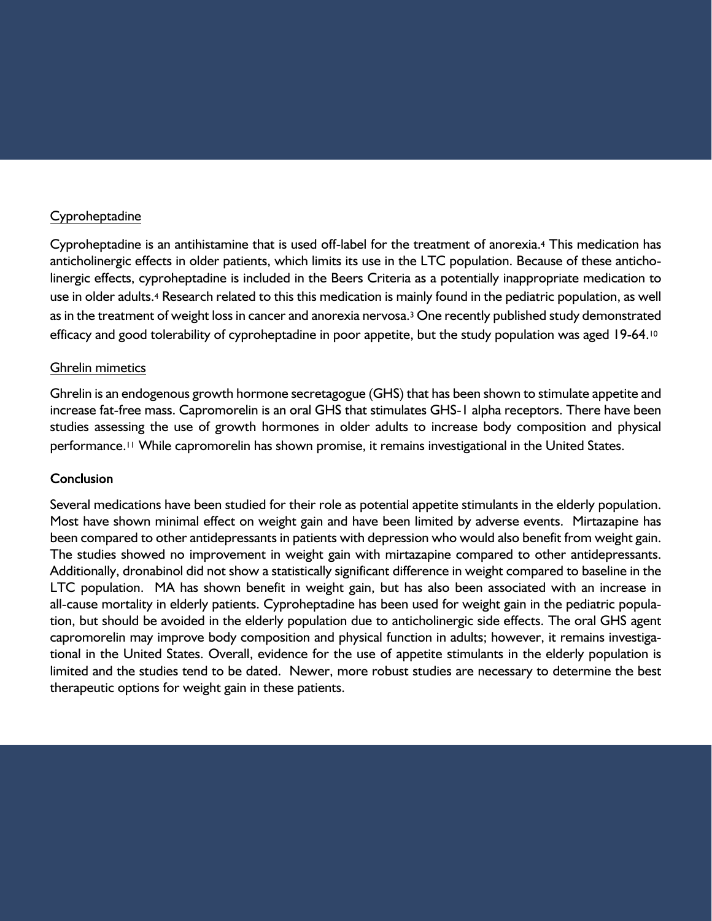### Cyproheptadine

Cyproheptadine is an antihistamine that is used off-label for the treatment of anorexia.[4] This medication has anticholinergic effects in older patients, which limits its use in the LTC population. Because of these anticholinergic effects, cyproheptadine is included in the Beers Criteria as a potentially inappropriate medication to use in older adults.[4] Research related to this this medication is mainly found in the pediatric population, as well as in the treatment of weight loss in cancer and anorexia nervosa.[3] One recently published study demonstrated efficacy and good tolerability of cyproheptadine in poor appetite, but the study population was aged 19-64.[10]

### Ghrelin mimetics

Ghrelin is an endogenous growth hormone secretagogue (GHS) that has been shown to stimulate appetite and increase fat-free mass. Capromorelin is an oral GHS that stimulates GHS-1 alpha receptors. There have been studies assessing the use of growth hormones in older adults to increase body composition and physical performance.[11] While capromorelin has shown promise, it remains investigational in the United States.

## Conclusion

Several medications have been studied for their role as potential appetite stimulants in the elderly population. Most have shown minimal effect on weight gain and have been limited by adverse events. Mirtazapine has been compared to other antidepressants in patients with depression who would also benefit from weight gain. The studies showed no improvement in weight gain with mirtazapine compared to other antidepressants. Additionally, dronabinol did not show a statistically significant difference in weight compared to baseline in the LTC population. MA has shown benefit in weight gain, but has also been associated with an increase in all-cause mortality in elderly patients. Cyproheptadine has been used for weight gain in the pediatric population, but should be avoided in the elderly population due to anticholinergic side effects. The oral GHS agent capromorelin may improve body composition and physical function in adults; however, it remains investigational in the United States. Overall, evidence for the use of appetite stimulants in the elderly population is limited and the studies tend to be dated. Newer, more robust studies are necessary to determine the best therapeutic options for weight gain in these patients.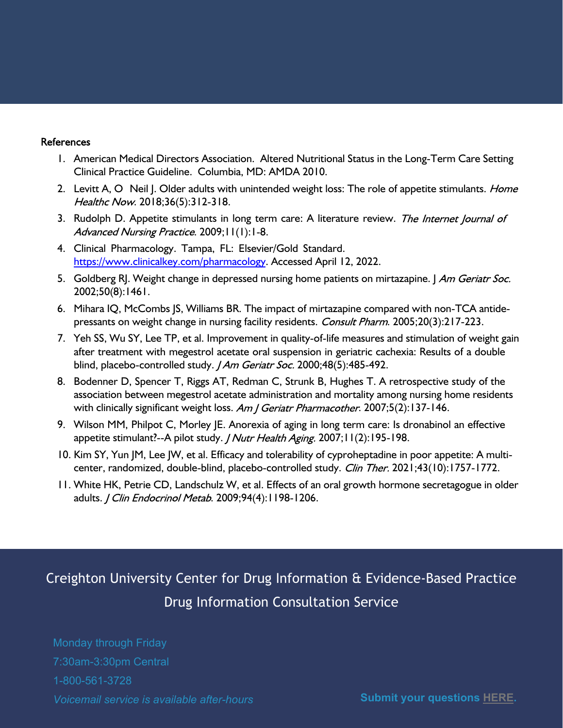References

1. American Medical Directors Association. Altered Nutritional Status in the Long-Term Care Setting Clinical Practice Guideline. Columbia, MD: AMDA 2010.
2. Levitt A, O Neil J. Older adults with unintended weight loss: The role of appetite stimulants. *Home Healthc Now*. 2018;36(5):312-318.
3. Rudolph D. Appetite stimulants in long term care: A literature review. *The Internet Journal of Advanced Nursing Practice*. 2009;11(1):1-8.
4. Clinical Pharmacology. Tampa, FL: Elsevier/Gold Standard. https://www.clinicalkey.com/pharmacology. Accessed April 12, 2022.
5. Goldberg RJ. Weight change in depressed nursing home patients on mirtazapine. J *Am Geriatr Soc*. 2002;50(8):1461.
6. Mihara IQ, McCombs JS, Williams BR. The impact of mirtazapine compared with non-TCA antidepressants on weight change in nursing facility residents. *Consult Pharm*. 2005;20(3):217-223.
7. Yeh SS, Wu SY, Lee TP, et al. Improvement in quality-of-life measures and stimulation of weight gain after treatment with megestrol acetate oral suspension in geriatric cachexia: Results of a double blind, placebo-controlled study. *J Am Geriatr Soc*. 2000;48(5):485-492.
8. Bodenner D, Spencer T, Riggs AT, Redman C, Strunk B, Hughes T. A retrospective study of the association between megestrol acetate administration and mortality among nursing home residents with clinically significant weight loss. *Am J Geriatr Pharmacother*. 2007;5(2):137-146.
9. Wilson MM, Philpot C, Morley JE. Anorexia of aging in long term care: Is dronabinol an effective appetite stimulant?--A pilot study. *J Nutr Health Aging*. 2007;11(2):195-198.
10. Kim SY, Yun JM, Lee JW, et al. Efficacy and tolerability of cyproheptadine in poor appetite: A multicenter, randomized, double-blind, placebo-controlled study. *Clin Ther*. 2021;43(10):1757-1772.
11. White HK, Petrie CD, Landschulz W, et al. Effects of an oral growth hormone secretagogue in older adults. *J Clin Endocrinol Metab*. 2009;94(4):1198-1206.

Creighton University Center for Drug Information & Evidence-Based Practice

Drug Information Consultation Service

Monday through Friday

7:30am-3:30pm Central

1-800-561-3728

*Voicemail service is available after-hours*

**Submit your questions HERE.**